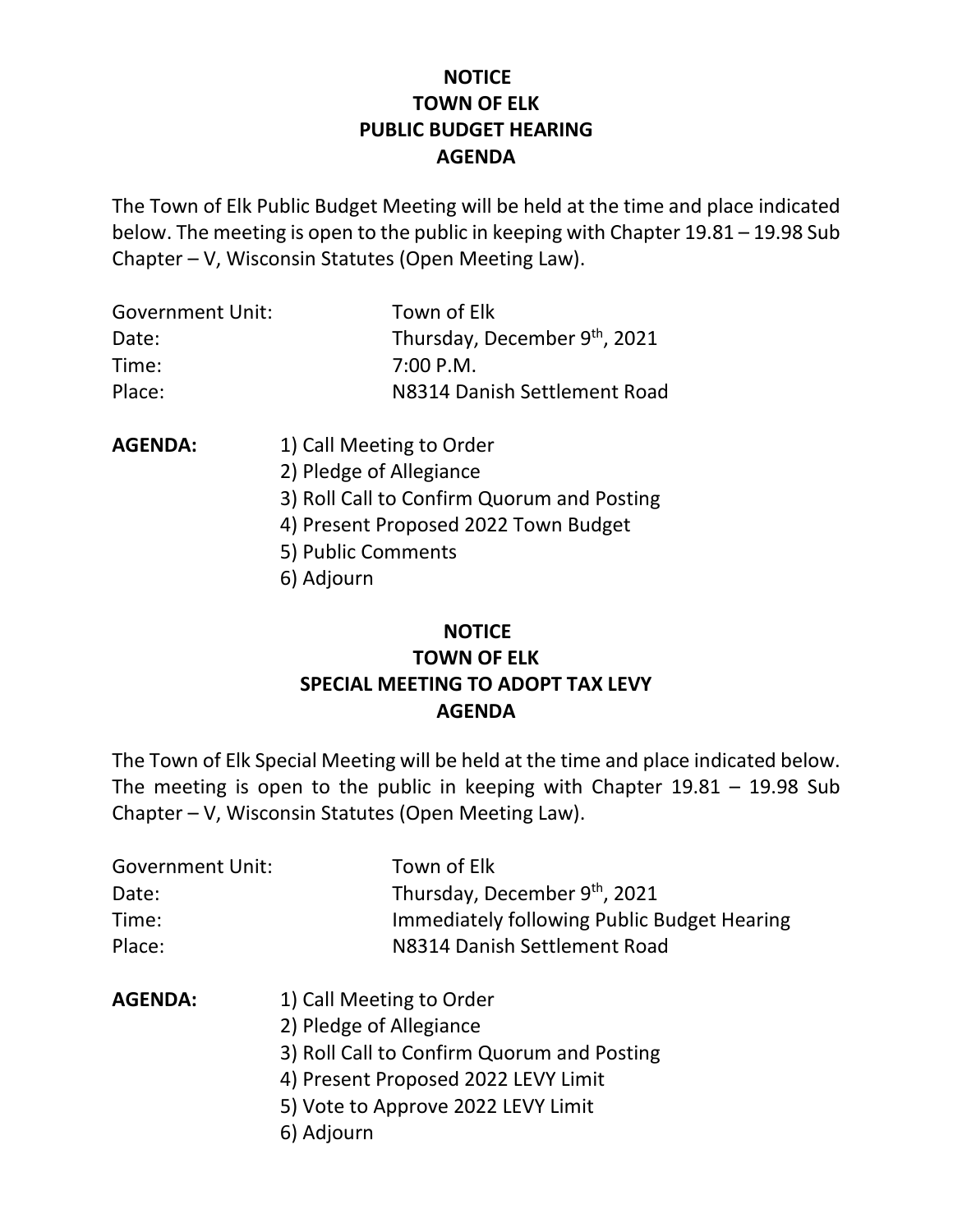**NOTICE**
**TOWN OF ELK**
**PUBLIC BUDGET HEARING**
**AGENDA**

The Town of Elk Public Budget Meeting will be held at the time and place indicated below. The meeting is open to the public in keeping with Chapter 19.81 – 19.98 Sub Chapter – V, Wisconsin Statutes (Open Meeting Law).

| | |
|---|---|
| Government Unit: | Town of Elk |
| Date: | Thursday, December 9th, 2021 |
| Time: | 7:00 P.M. |
| Place: | N8314 Danish Settlement Road |

**AGENDA:**

1) Call Meeting to Order
2) Pledge of Allegiance
3) Roll Call to Confirm Quorum and Posting
4) Present Proposed 2022 Town Budget
5) Public Comments
6) Adjourn

**NOTICE**
**TOWN OF ELK**
**SPECIAL MEETING TO ADOPT TAX LEVY**
**AGENDA**

The Town of Elk Special Meeting will be held at the time and place indicated below. The meeting is open to the public in keeping with Chapter 19.81 – 19.98 Sub Chapter – V, Wisconsin Statutes (Open Meeting Law).

| | |
|---|---|
| Government Unit: | Town of Elk |
| Date: | Thursday, December 9th, 2021 |
| Time: | Immediately following Public Budget Hearing |
| Place: | N8314 Danish Settlement Road |

**AGENDA:**

1) Call Meeting to Order
2) Pledge of Allegiance
3) Roll Call to Confirm Quorum and Posting
4) Present Proposed 2022 LEVY Limit
5) Vote to Approve 2022 LEVY Limit
6) Adjourn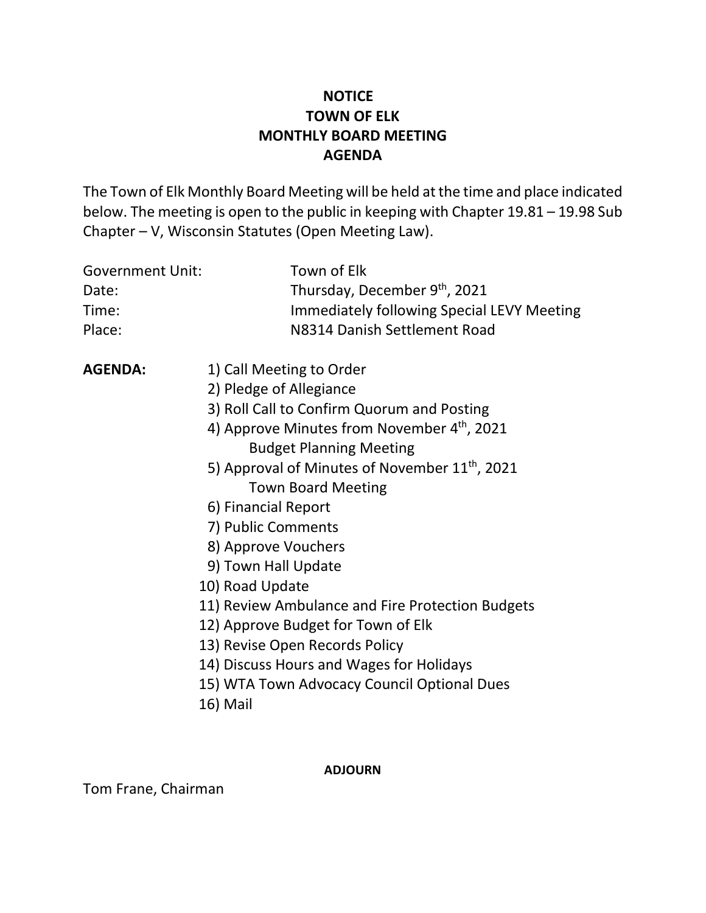# NOTICE
# TOWN OF ELK
# MONTHLY BOARD MEETING
# AGENDA

The Town of Elk Monthly Board Meeting will be held at the time and place indicated below. The meeting is open to the public in keeping with Chapter 19.81 – 19.98 Sub Chapter – V, Wisconsin Statutes (Open Meeting Law).

| | |
|---|---|
| Government Unit: | Town of Elk |
| Date: | Thursday, December 9th, 2021 |
| Time: | Immediately following Special LEVY Meeting |
| Place: | N8314 Danish Settlement Road |

**AGENDA:**

1) Call Meeting to Order
2) Pledge of Allegiance
3) Roll Call to Confirm Quorum and Posting
4) Approve Minutes from November 4th, 2021 Budget Planning Meeting
5) Approval of Minutes of November 11th, 2021 Town Board Meeting
6) Financial Report
7) Public Comments
8) Approve Vouchers
9) Town Hall Update
10) Road Update
11) Review Ambulance and Fire Protection Budgets
12) Approve Budget for Town of Elk
13) Revise Open Records Policy
14) Discuss Hours and Wages for Holidays
15) WTA Town Advocacy Council Optional Dues
16) Mail

**ADJOURN**

Tom Frane, Chairman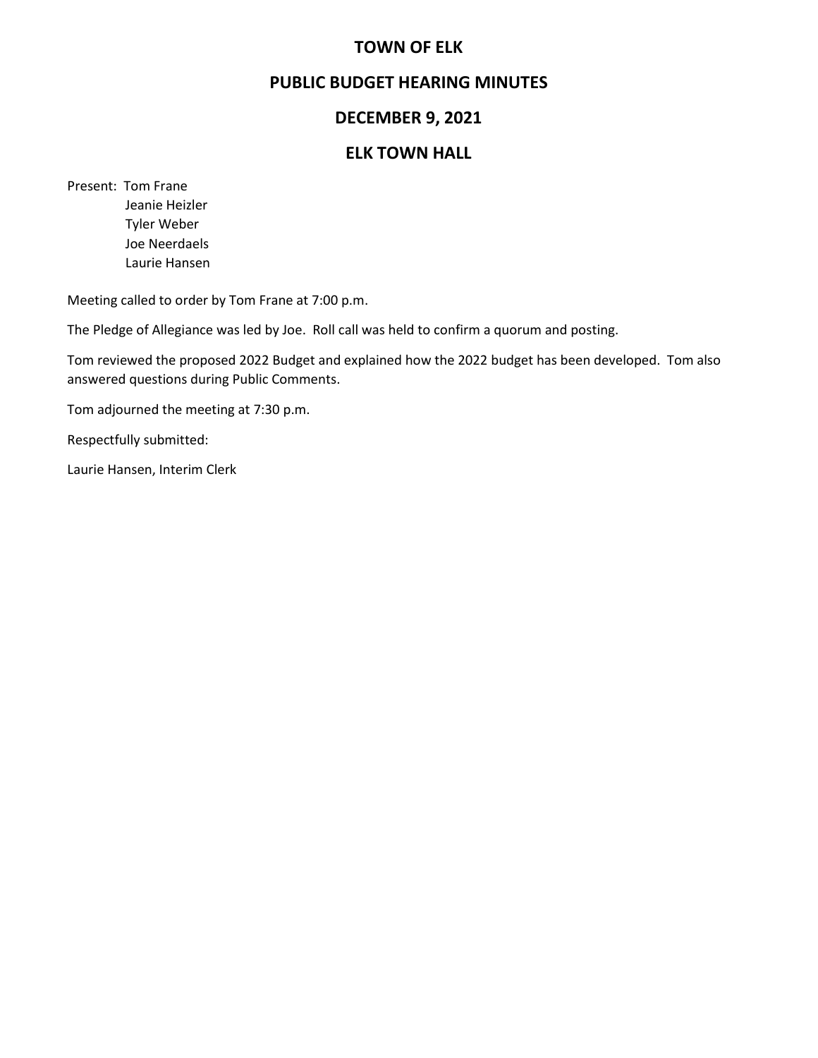# TOWN OF ELK

## PUBLIC BUDGET HEARING MINUTES

## DECEMBER 9, 2021

## ELK TOWN HALL

Present: Tom Frane
Jeanie Heizler
Tyler Weber
Joe Neerdaels
Laurie Hansen

Meeting called to order by Tom Frane at 7:00 p.m.

The Pledge of Allegiance was led by Joe. Roll call was held to confirm a quorum and posting.

Tom reviewed the proposed 2022 Budget and explained how the 2022 budget has been developed. Tom also answered questions during Public Comments.

Tom adjourned the meeting at 7:30 p.m.

Respectfully submitted:

Laurie Hansen, Interim Clerk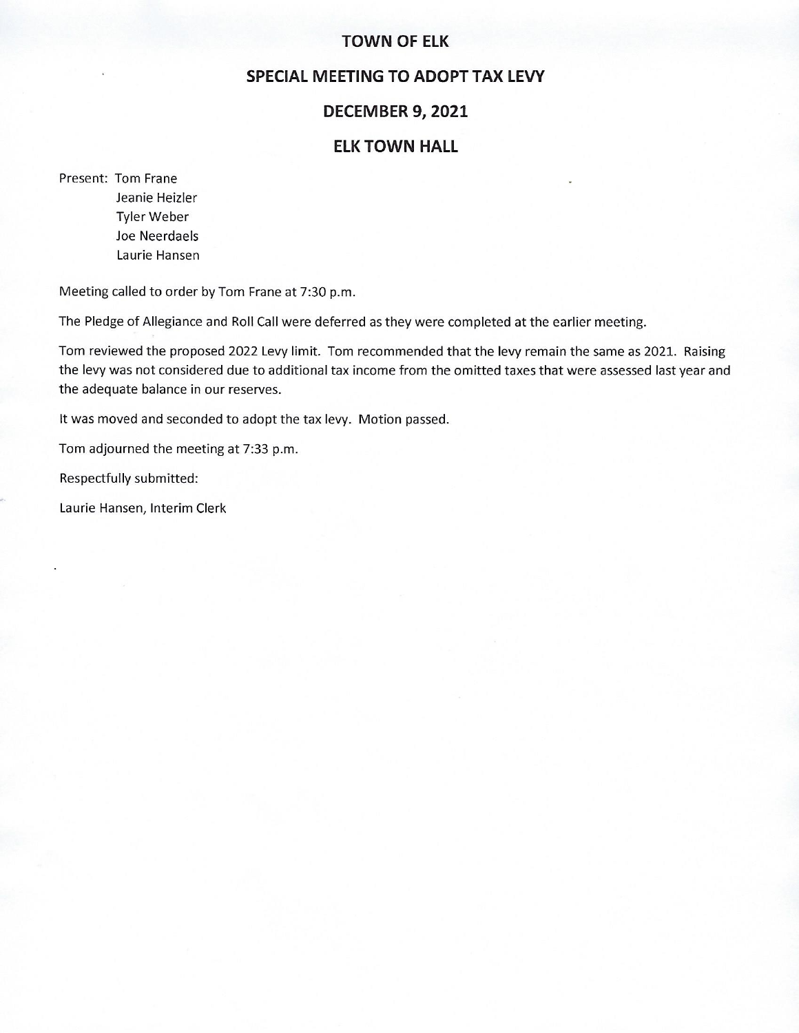# TOWN OF ELK

## SPECIAL MEETING TO ADOPT TAX LEVY

## DECEMBER 9, 2021

## ELK TOWN HALL

Present: Tom Frane
Jeanie Heizler
Tyler Weber
Joe Neerdaels
Laurie Hansen

Meeting called to order by Tom Frane at 7:30 p.m.

The Pledge of Allegiance and Roll Call were deferred as they were completed at the earlier meeting.

Tom reviewed the proposed 2022 Levy limit. Tom recommended that the levy remain the same as 2021. Raising the levy was not considered due to additional tax income from the omitted taxes that were assessed last year and the adequate balance in our reserves.

It was moved and seconded to adopt the tax levy. Motion passed.

Tom adjourned the meeting at 7:33 p.m.

Respectfully submitted:

Laurie Hansen, Interim Clerk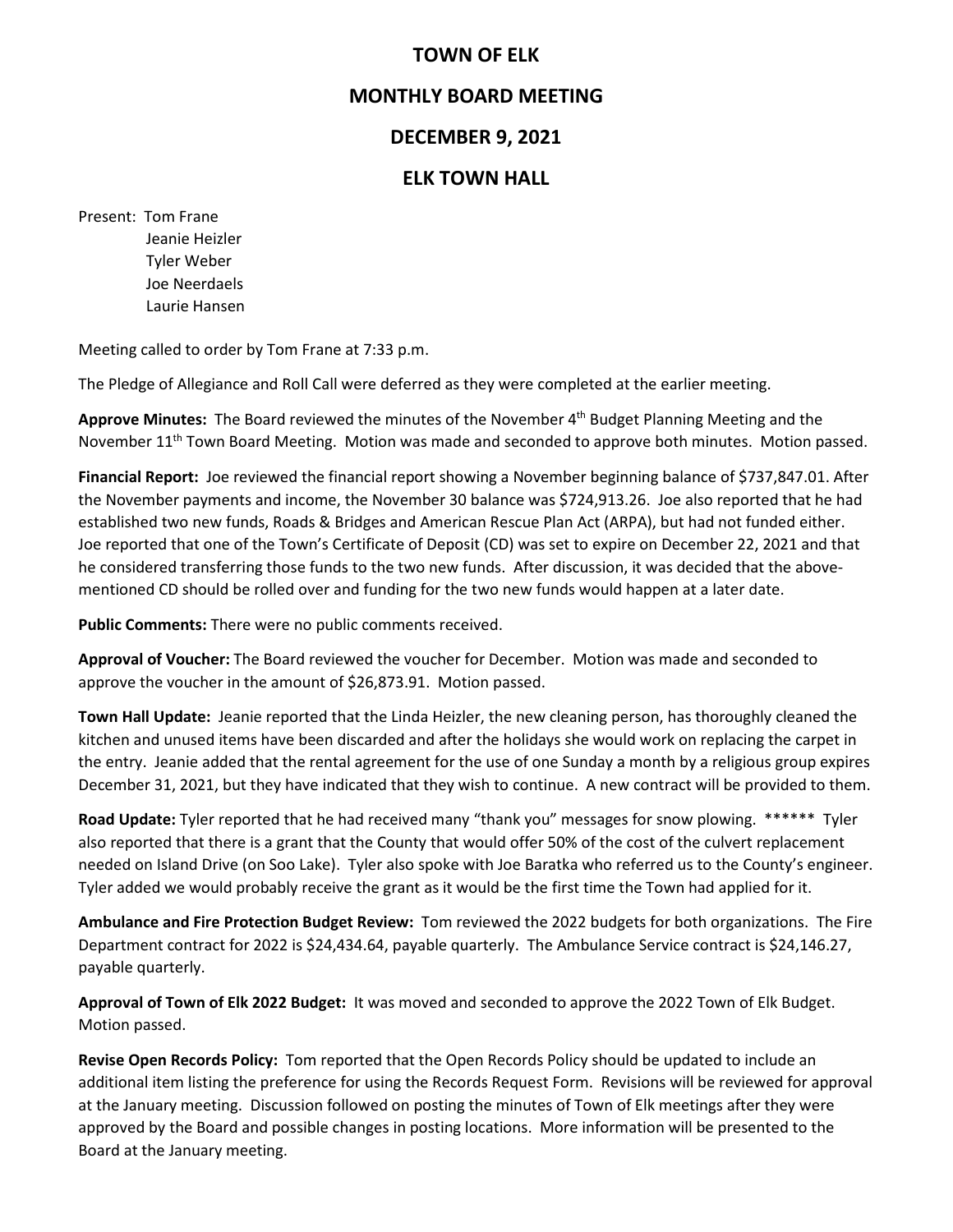# TOWN OF ELK

## MONTHLY BOARD MEETING

## DECEMBER 9, 2021

## ELK TOWN HALL

Present: Tom Frane
Jeanie Heizler
Tyler Weber
Joe Neerdaels
Laurie Hansen

Meeting called to order by Tom Frane at 7:33 p.m.

The Pledge of Allegiance and Roll Call were deferred as they were completed at the earlier meeting.

**Approve Minutes:** The Board reviewed the minutes of the November 4th Budget Planning Meeting and the November 11th Town Board Meeting. Motion was made and seconded to approve both minutes. Motion passed.

**Financial Report:** Joe reviewed the financial report showing a November beginning balance of $737,847.01. After the November payments and income, the November 30 balance was $724,913.26. Joe also reported that he had established two new funds, Roads & Bridges and American Rescue Plan Act (ARPA), but had not funded either. Joe reported that one of the Town's Certificate of Deposit (CD) was set to expire on December 22, 2021 and that he considered transferring those funds to the two new funds. After discussion, it was decided that the above-mentioned CD should be rolled over and funding for the two new funds would happen at a later date.

**Public Comments:** There were no public comments received.

**Approval of Voucher:** The Board reviewed the voucher for December. Motion was made and seconded to approve the voucher in the amount of $26,873.91. Motion passed.

**Town Hall Update:** Jeanie reported that the Linda Heizler, the new cleaning person, has thoroughly cleaned the kitchen and unused items have been discarded and after the holidays she would work on replacing the carpet in the entry. Jeanie added that the rental agreement for the use of one Sunday a month by a religious group expires December 31, 2021, but they have indicated that they wish to continue. A new contract will be provided to them.

**Road Update:** Tyler reported that he had received many "thank you" messages for snow plowing. ****** Tyler also reported that there is a grant that the County that would offer 50% of the cost of the culvert replacement needed on Island Drive (on Soo Lake). Tyler also spoke with Joe Baratka who referred us to the County's engineer. Tyler added we would probably receive the grant as it would be the first time the Town had applied for it.

**Ambulance and Fire Protection Budget Review:** Tom reviewed the 2022 budgets for both organizations. The Fire Department contract for 2022 is $24,434.64, payable quarterly. The Ambulance Service contract is $24,146.27, payable quarterly.

**Approval of Town of Elk 2022 Budget:** It was moved and seconded to approve the 2022 Town of Elk Budget. Motion passed.

**Revise Open Records Policy:** Tom reported that the Open Records Policy should be updated to include an additional item listing the preference for using the Records Request Form. Revisions will be reviewed for approval at the January meeting. Discussion followed on posting the minutes of Town of Elk meetings after they were approved by the Board and possible changes in posting locations. More information will be presented to the Board at the January meeting.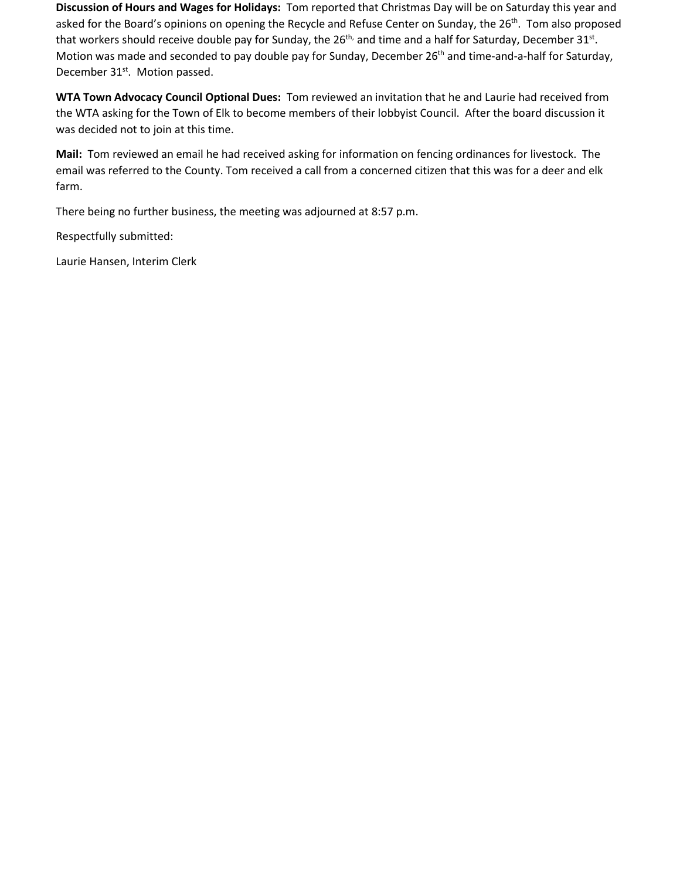**Discussion of Hours and Wages for Holidays:** Tom reported that Christmas Day will be on Saturday this year and asked for the Board's opinions on opening the Recycle and Refuse Center on Sunday, the 26th. Tom also proposed that workers should receive double pay for Sunday, the 26th, and time and a half for Saturday, December 31st. Motion was made and seconded to pay double pay for Sunday, December 26th and time-and-a-half for Saturday, December 31st. Motion passed.

**WTA Town Advocacy Council Optional Dues:** Tom reviewed an invitation that he and Laurie had received from the WTA asking for the Town of Elk to become members of their lobbyist Council. After the board discussion it was decided not to join at this time.

**Mail:** Tom reviewed an email he had received asking for information on fencing ordinances for livestock. The email was referred to the County. Tom received a call from a concerned citizen that this was for a deer and elk farm.

There being no further business, the meeting was adjourned at 8:57 p.m.

Respectfully submitted:

Laurie Hansen, Interim Clerk